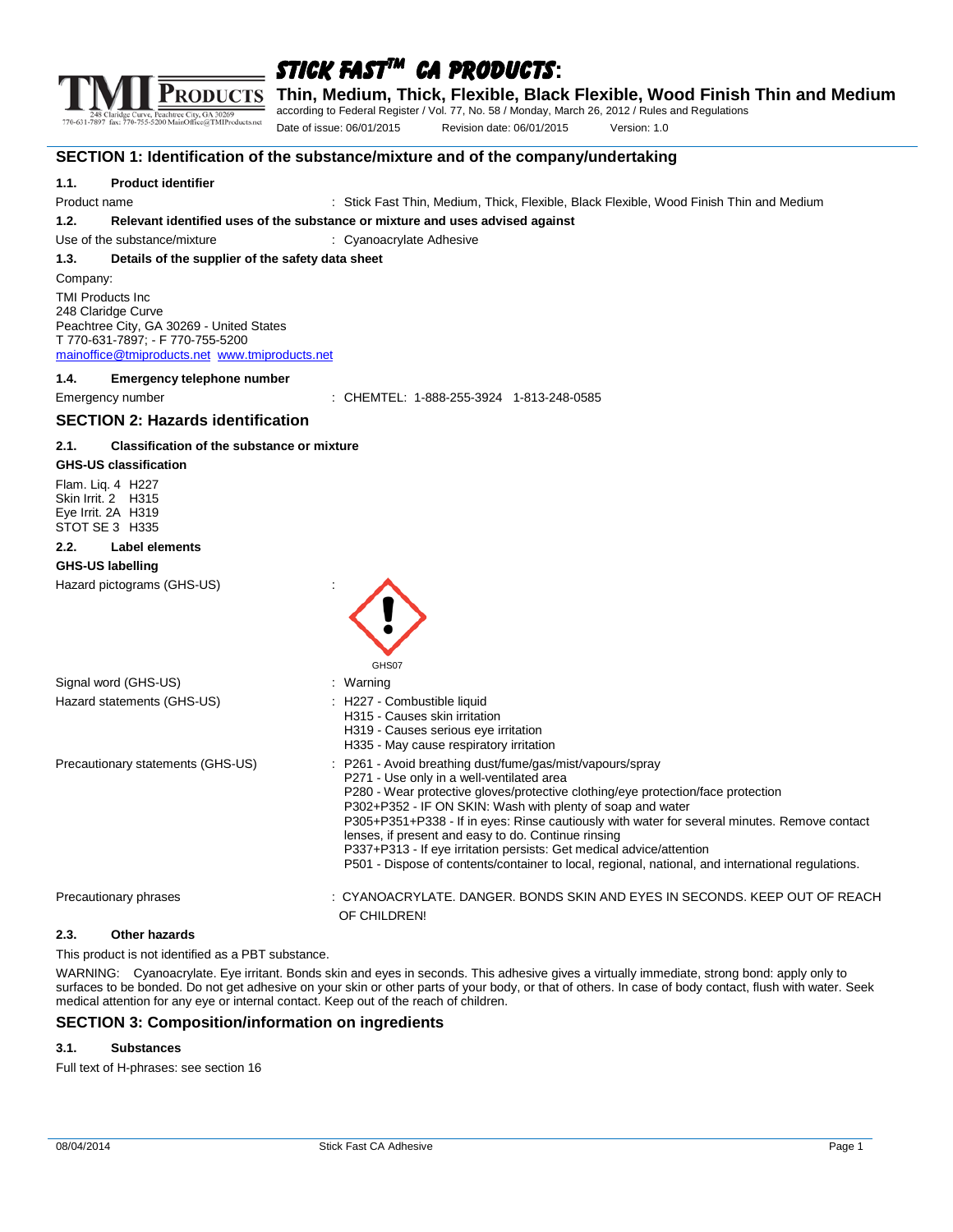# Stick Fast™ CA Products:

## Thin, Medium, Thick, Flexible, Black Flexible, Wood Finish Thin and Medium

according to Federal Register / Vol. 77, No. 58 / Monday, March 26, 2012 / Rules and Regulations

Date of issue: 06/01/2015 Revision date: 06/01/2015 Version: 1.0

## SECTION 1: Identification of the substance/mixture and of the company/undertaking

### 1.1. Product identifier

Product name : Stick Fast Thin, Medium, Thick, Flexible, Black Flexible, Wood Finish Thin and Medium

### 1.2. Relevant identified uses of the substance or mixture and uses advised against

Use of the substance/mixture : Cyanoacrylate Adhesive

### 1.3. Details of the supplier of the safety data sheet

Company:

TMI Products Inc
248 Claridge Curve
Peachtree City, GA 30269 - United States
T 770-631-7897; - F 770-755-5200
mainoffice@tmiproducts.net www.tmiproducts.net

### 1.4. Emergency telephone number

Emergency number : CHEMTEL: 1-888-255-3924 1-813-248-0585

## SECTION 2: Hazards identification

### 2.1. Classification of the substance or mixture

**GHS-US classification**

Flam. Liq. 4 H227
Skin Irrit. 2 H315
Eye Irrit. 2A H319
STOT SE 3 H335

### 2.2. Label elements

**GHS-US labelling**

Hazard pictograms (GHS-US) :

GHS07

Signal word (GHS-US) : Warning

Hazard statements (GHS-US) :
- H227 - Combustible liquid
- H315 - Causes skin irritation
- H319 - Causes serious eye irritation
- H335 - May cause respiratory irritation

Precautionary statements (GHS-US) :
- P261 - Avoid breathing dust/fume/gas/mist/vapours/spray
- P271 - Use only in a well-ventilated area
- P280 - Wear protective gloves/protective clothing/eye protection/face protection
- P302+P352 - IF ON SKIN: Wash with plenty of soap and water
- P305+P351+P338 - If in eyes: Rinse cautiously with water for several minutes. Remove contact lenses, if present and easy to do. Continue rinsing
- P337+P313 - If eye irritation persists: Get medical advice/attention
- P501 - Dispose of contents/container to local, regional, national, and international regulations.

Precautionary phrases : CYANOACRYLATE. DANGER. BONDS SKIN AND EYES IN SECONDS. KEEP OUT OF REACH OF CHILDREN!

### 2.3. Other hazards

This product is not identified as a PBT substance.

WARNING: Cyanoacrylate. Eye irritant. Bonds skin and eyes in seconds. This adhesive gives a virtually immediate, strong bond: apply only to surfaces to be bonded. Do not get adhesive on your skin or other parts of your body, or that of others. In case of body contact, flush with water. Seek medical attention for any eye or internal contact. Keep out of the reach of children.

## SECTION 3: Composition/information on ingredients

### 3.1. Substances

Full text of H-phrases: see section 16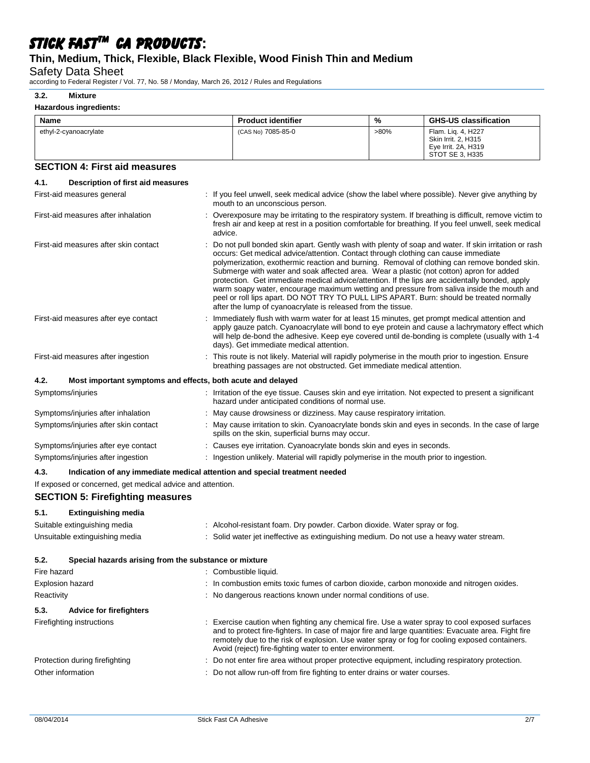### 3.2. Mixture

**Hazardous ingredients:**

| Name | Product identifier | % | GHS-US classification |
|---|---|---|---|
| ethyl-2-cyanoacrylate | (CAS No) 7085-85-0 | >80% | Flam. Liq. 4, H227<br>Skin Irrit. 2, H315<br>Eye Irrit. 2A, H319<br>STOT SE 3, H335 |

## SECTION 4: First aid measures

### 4.1. Description of first aid measures

First-aid measures general : If you feel unwell, seek medical advice (show the label where possible). Never give anything by mouth to an unconscious person.

First-aid measures after inhalation : Overexposure may be irritating to the respiratory system. If breathing is difficult, remove victim to fresh air and keep at rest in a position comfortable for breathing. If you feel unwell, seek medical advice.

First-aid measures after skin contact : Do not pull bonded skin apart. Gently wash with plenty of soap and water. If skin irritation or rash occurs: Get medical advice/attention. Contact through clothing can cause immediate polymerization, exothermic reaction and burning. Removal of clothing can remove bonded skin. Submerge with water and soak affected area. Wear a plastic (not cotton) apron for added protection. Get immediate medical advice/attention. If the lips are accidentally bonded, apply warm soapy water, encourage maximum wetting and pressure from saliva inside the mouth and peel or roll lips apart. DO NOT TRY TO PULL LIPS APART. Burn: should be treated normally after the lump of cyanoacrylate is released from the tissue.

First-aid measures after eye contact : Immediately flush with warm water for at least 15 minutes, get prompt medical attention and apply gauze patch. Cyanoacrylate will bond to eye protein and cause a lachrymatory effect which will help de-bond the adhesive. Keep eye covered until de-bonding is complete (usually with 1-4 days). Get immediate medical attention.

First-aid measures after ingestion : This route is not likely. Material will rapidly polymerise in the mouth prior to ingestion. Ensure breathing passages are not obstructed. Get immediate medical attention.

### 4.2. Most important symptoms and effects, both acute and delayed

Symptoms/injuries : Irritation of the eye tissue. Causes skin and eye irritation. Not expected to present a significant hazard under anticipated conditions of normal use.

Symptoms/injuries after inhalation : May cause drowsiness or dizziness. May cause respiratory irritation.

Symptoms/injuries after skin contact : May cause irritation to skin. Cyanoacrylate bonds skin and eyes in seconds. In the case of large spills on the skin, superficial burns may occur.

Symptoms/injuries after eye contact : Causes eye irritation. Cyanoacrylate bonds skin and eyes in seconds.

Symptoms/injuries after ingestion : Ingestion unlikely. Material will rapidly polymerise in the mouth prior to ingestion.

### 4.3. Indication of any immediate medical attention and special treatment needed

If exposed or concerned, get medical advice and attention.

## SECTION 5: Firefighting measures

### 5.1. Extinguishing media

Suitable extinguishing media : Alcohol-resistant foam. Dry powder. Carbon dioxide. Water spray or fog.

Unsuitable extinguishing media : Solid water jet ineffective as extinguishing medium. Do not use a heavy water stream.

### 5.2. Special hazards arising from the substance or mixture

Fire hazard : Combustible liquid.

Explosion hazard : In combustion emits toxic fumes of carbon dioxide, carbon monoxide and nitrogen oxides.

Reactivity : No dangerous reactions known under normal conditions of use.

### 5.3. Advice for firefighters

Firefighting instructions : Exercise caution when fighting any chemical fire. Use a water spray to cool exposed surfaces and to protect fire-fighters. In case of major fire and large quantities: Evacuate area. Fight fire remotely due to the risk of explosion. Use water spray or fog for cooling exposed containers. Avoid (reject) fire-fighting water to enter environment.

Protection during firefighting : Do not enter fire area without proper protective equipment, including respiratory protection.

Other information : Do not allow run-off from fire fighting to enter drains or water courses.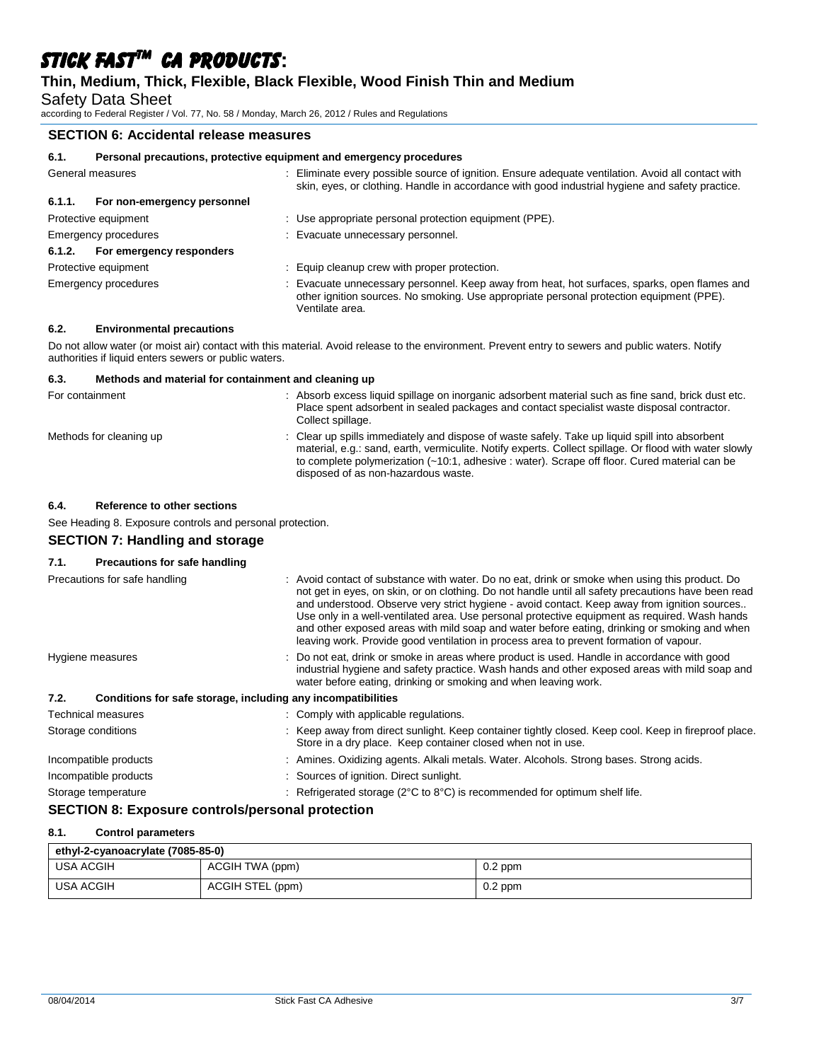## SECTION 6: Accidental release measures

### 6.1. Personal precautions, protective equipment and emergency procedures

General measures : Eliminate every possible source of ignition. Ensure adequate ventilation. Avoid all contact with skin, eyes, or clothing. Handle in accordance with good industrial hygiene and safety practice.

#### 6.1.1. For non-emergency personnel

Protective equipment : Use appropriate personal protection equipment (PPE).

Emergency procedures : Evacuate unnecessary personnel.

#### 6.1.2. For emergency responders

Protective equipment : Equip cleanup crew with proper protection.

Emergency procedures : Evacuate unnecessary personnel. Keep away from heat, hot surfaces, sparks, open flames and other ignition sources. No smoking. Use appropriate personal protection equipment (PPE). Ventilate area.

### 6.2. Environmental precautions

Do not allow water (or moist air) contact with this material. Avoid release to the environment. Prevent entry to sewers and public waters. Notify authorities if liquid enters sewers or public waters.

### 6.3. Methods and material for containment and cleaning up

For containment : Absorb excess liquid spillage on inorganic adsorbent material such as fine sand, brick dust etc. Place spent adsorbent in sealed packages and contact specialist waste disposal contractor. Collect spillage.

Methods for cleaning up : Clear up spills immediately and dispose of waste safely. Take up liquid spill into absorbent material, e.g.: sand, earth, vermiculite. Notify experts. Collect spillage. Or flood with water slowly to complete polymerization (~10:1, adhesive : water). Scrape off floor. Cured material can be disposed of as non-hazardous waste.

### 6.4. Reference to other sections

See Heading 8. Exposure controls and personal protection.

## SECTION 7: Handling and storage

### 7.1. Precautions for safe handling

Precautions for safe handling : Avoid contact of substance with water. Do no eat, drink or smoke when using this product. Do not get in eyes, on skin, or on clothing. Do not handle until all safety precautions have been read and understood. Observe very strict hygiene - avoid contact. Keep away from ignition sources.. Use only in a well-ventilated area. Use personal protective equipment as required. Wash hands and other exposed areas with mild soap and water before eating, drinking or smoking and when leaving work. Provide good ventilation in process area to prevent formation of vapour.

Hygiene measures : Do not eat, drink or smoke in areas where product is used. Handle in accordance with good industrial hygiene and safety practice. Wash hands and other exposed areas with mild soap and water before eating, drinking or smoking and when leaving work.

### 7.2. Conditions for safe storage, including any incompatibilities

Technical measures : Comply with applicable regulations.

Storage conditions : Keep away from direct sunlight. Keep container tightly closed. Keep cool. Keep in fireproof place. Store in a dry place. Keep container closed when not in use.

Incompatible products : Amines. Oxidizing agents. Alkali metals. Water. Alcohols. Strong bases. Strong acids.

Incompatible products : Sources of ignition. Direct sunlight.

Storage temperature : Refrigerated storage (2°C to 8°C) is recommended for optimum shelf life.

## SECTION 8: Exposure controls/personal protection

### 8.1. Control parameters

| ethyl-2-cyanoacrylate (7085-85-0) | | |
|---|---|---|
| USA ACGIH | ACGIH TWA (ppm) | 0.2 ppm |
| USA ACGIH | ACGIH STEL (ppm) | 0.2 ppm |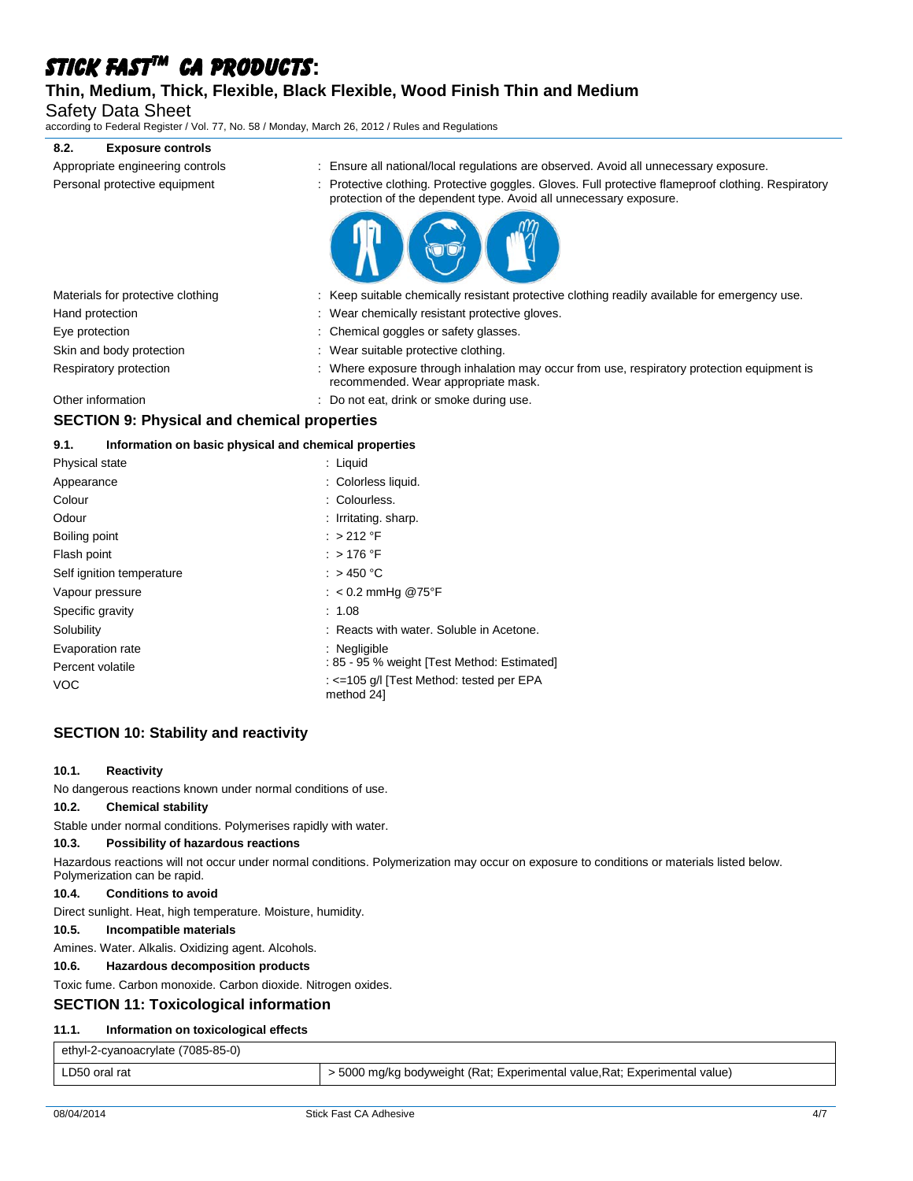### 8.2. Exposure controls

| | |
|---|---|
| Appropriate engineering controls | : Ensure all national/local regulations are observed. Avoid all unnecessary exposure. |
| Personal protective equipment | : Protective clothing. Protective goggles. Gloves. Full protective flameproof clothing. Respiratory protection of the dependent type. Avoid all unnecessary exposure. |
| Materials for protective clothing | : Keep suitable chemically resistant protective clothing readily available for emergency use. |
| Hand protection | : Wear chemically resistant protective gloves. |
| Eye protection | : Chemical goggles or safety glasses. |
| Skin and body protection | : Wear suitable protective clothing. |
| Respiratory protection | : Where exposure through inhalation may occur from use, respiratory protection equipment is recommended. Wear appropriate mask. |
| Other information | : Do not eat, drink or smoke during use. |

## SECTION 9: Physical and chemical properties

### 9.1. Information on basic physical and chemical properties

| | |
|---|---|
| Physical state | : Liquid |
| Appearance | : Colorless liquid. |
| Colour | : Colourless. |
| Odour | : Irritating. sharp. |
| Boiling point | : > 212 °F |
| Flash point | : > 176 °F |
| Self ignition temperature | : > 450 °C |
| Vapour pressure | : < 0.2 mmHg @75°F |
| Specific gravity | : 1.08 |
| Solubility | : Reacts with water. Soluble in Acetone. |
| Evaporation rate | : Negligible |
| Percent volatile | : 85 - 95 % weight [Test Method: Estimated] |
| VOC | : <=105 g/l [Test Method: tested per EPA method 24] |

## SECTION 10: Stability and reactivity

### 10.1. Reactivity

No dangerous reactions known under normal conditions of use.

### 10.2. Chemical stability

Stable under normal conditions. Polymerises rapidly with water.

### 10.3. Possibility of hazardous reactions

Hazardous reactions will not occur under normal conditions. Polymerization may occur on exposure to conditions or materials listed below. Polymerization can be rapid.

### 10.4. Conditions to avoid

Direct sunlight. Heat, high temperature. Moisture, humidity.

### 10.5. Incompatible materials

Amines. Water. Alkalis. Oxidizing agent. Alcohols.

### 10.6. Hazardous decomposition products

Toxic fume. Carbon monoxide. Carbon dioxide. Nitrogen oxides.

## SECTION 11: Toxicological information

### 11.1. Information on toxicological effects

| ethyl-2-cyanoacrylate (7085-85-0) | |
|---|---|
| LD50 oral rat | > 5000 mg/kg bodyweight (Rat; Experimental value,Rat; Experimental value) |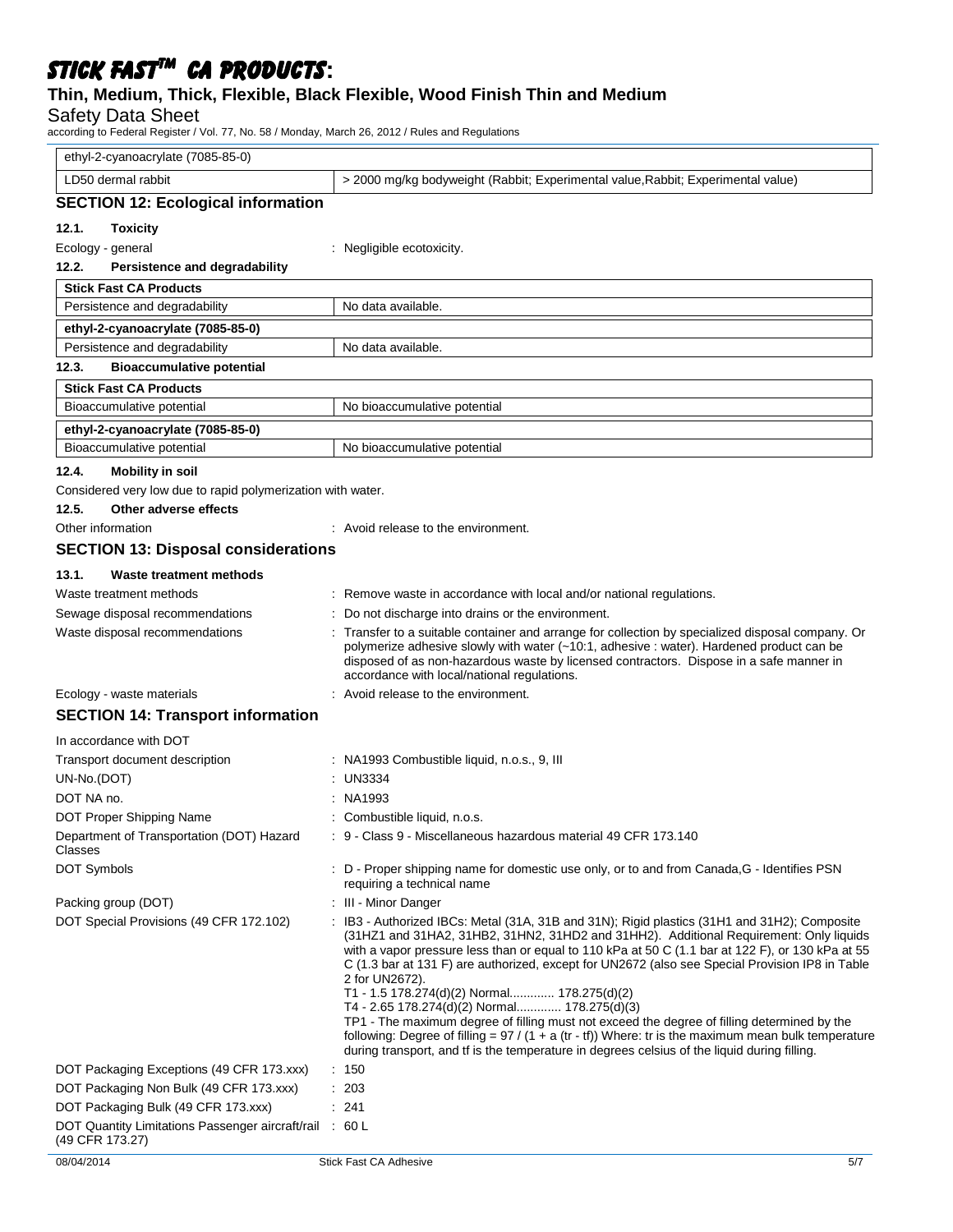| ethyl-2-cyanoacrylate (7085-85-0) | |
|---|---|
| LD50 dermal rabbit | > 2000 mg/kg bodyweight (Rabbit; Experimental value,Rabbit; Experimental value) |

## SECTION 12: Ecological information

### 12.1. Toxicity

Ecology - general : Negligible ecotoxicity.

### 12.2. Persistence and degradability

| Stick Fast CA Products | |
|---|---|
| Persistence and degradability | No data available. |
| **ethyl-2-cyanoacrylate (7085-85-0)** | |
| Persistence and degradability | No data available. |

### 12.3. Bioaccumulative potential

| Stick Fast CA Products | |
|---|---|
| Bioaccumulative potential | No bioaccumulative potential |
| **ethyl-2-cyanoacrylate (7085-85-0)** | |
| Bioaccumulative potential | No bioaccumulative potential |

### 12.4. Mobility in soil

Considered very low due to rapid polymerization with water.

### 12.5. Other adverse effects

Other information : Avoid release to the environment.

## SECTION 13: Disposal considerations

### 13.1. Waste treatment methods

Waste treatment methods : Remove waste in accordance with local and/or national regulations.

Sewage disposal recommendations : Do not discharge into drains or the environment.

Waste disposal recommendations : Transfer to a suitable container and arrange for collection by specialized disposal company. Or polymerize adhesive slowly with water (~10:1, adhesive : water). Hardened product can be disposed of as non-hazardous waste by licensed contractors. Dispose in a safe manner in accordance with local/national regulations.

Ecology - waste materials : Avoid release to the environment.

## SECTION 14: Transport information

In accordance with DOT

Transport document description : NA1993 Combustible liquid, n.o.s., 9, III

UN-No.(DOT) : UN3334

DOT NA no. : NA1993

DOT Proper Shipping Name : Combustible liquid, n.o.s.

Department of Transportation (DOT) Hazard Classes : 9 - Class 9 - Miscellaneous hazardous material 49 CFR 173.140

DOT Symbols : D - Proper shipping name for domestic use only, or to and from Canada,G - Identifies PSN requiring a technical name

Packing group (DOT) : III - Minor Danger

DOT Special Provisions (49 CFR 172.102) : IB3 - Authorized IBCs: Metal (31A, 31B and 31N); Rigid plastics (31H1 and 31H2); Composite (31HZ1 and 31HA2, 31HB2, 31HN2, 31HD2 and 31HH2). Additional Requirement: Only liquids with a vapor pressure less than or equal to 110 kPa at 50 C (1.1 bar at 122 F), or 130 kPa at 55 C (1.3 bar at 131 F) are authorized, except for UN2672 (also see Special Provision IP8 in Table 2 for UN2672).
T1 - 1.5 178.274(d)(2) Normal............ 178.275(d)(2)
T4 - 2.65 178.274(d)(2) Normal............ 178.275(d)(3)
TP1 - The maximum degree of filling must not exceed the degree of filling determined by the following: Degree of filling = 97 / (1 + a (tr - tf)) Where: tr is the maximum mean bulk temperature during transport, and tf is the temperature in degrees celsius of the liquid during filling.

DOT Packaging Exceptions (49 CFR 173.xxx) : 150

DOT Packaging Non Bulk (49 CFR 173.xxx) : 203

DOT Packaging Bulk (49 CFR 173.xxx) : 241

DOT Quantity Limitations Passenger aircraft/rail (49 CFR 173.27) : 60 L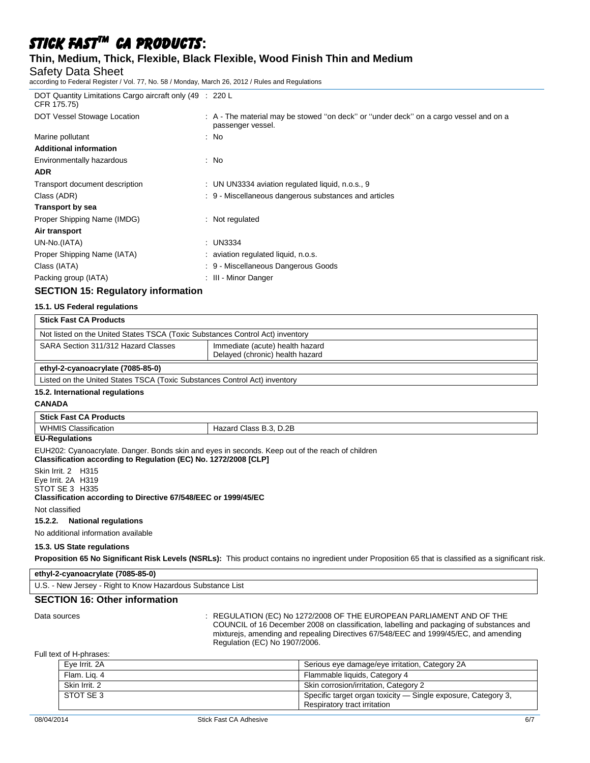| | |
|---|---|
| DOT Quantity Limitations Cargo aircraft only (49 CFR 175.75) | : 220 L |
| DOT Vessel Stowage Location | : A - The material may be stowed ''on deck'' or ''under deck'' on a cargo vessel and on a passenger vessel. |
| Marine pollutant | : No |

**Additional information**

| | |
|---|---|
| Environmentally hazardous | : No |

**ADR**

| | |
|---|---|
| Transport document description | : UN UN3334 aviation regulated liquid, n.o.s., 9 |
| Class (ADR) | : 9 - Miscellaneous dangerous substances and articles |

**Transport by sea**

| | |
|---|---|
| Proper Shipping Name (IMDG) | : Not regulated |

**Air transport**

| | |
|---|---|
| UN-No.(IATA) | : UN3334 |
| Proper Shipping Name (IATA) | : aviation regulated liquid, n.o.s. |
| Class (IATA) | : 9 - Miscellaneous Dangerous Goods |
| Packing group (IATA) | : III - Minor Danger |

## SECTION 15: Regulatory information

### 15.1. US Federal regulations

| **Stick Fast CA Products** | |
|---|---|
| Not listed on the United States TSCA (Toxic Substances Control Act) inventory | |
| SARA Section 311/312 Hazard Classes | Immediate (acute) health hazard<br>Delayed (chronic) health hazard |

| **ethyl-2-cyanoacrylate (7085-85-0)** |
|---|
| Listed on the United States TSCA (Toxic Substances Control Act) inventory |

### 15.2. International regulations

**CANADA**

| **Stick Fast CA Products** | |
|---|---|
| WHMIS Classification | Hazard Class B.3, D.2B |

**EU-Regulations**

EUH202: Cyanoacrylate. Danger. Bonds skin and eyes in seconds. Keep out of the reach of children

**Classification according to Regulation (EC) No. 1272/2008 [CLP]**

Skin Irrit. 2 H315
Eye Irrit. 2A H319
STOT SE 3 H335

**Classification according to Directive 67/548/EEC or 1999/45/EC**

Not classified

**15.2.2. National regulations**

No additional information available

### 15.3. US State regulations

**Proposition 65 No Significant Risk Levels (NSRLs):** This product contains no ingredient under Proposition 65 that is classified as a significant risk.

| **ethyl-2-cyanoacrylate (7085-85-0)** |
|---|
| U.S. - New Jersey - Right to Know Hazardous Substance List |

## SECTION 16: Other information

| | |
|---|---|
| Data sources | : REGULATION (EC) No 1272/2008 OF THE EUROPEAN PARLIAMENT AND OF THE COUNCIL of 16 December 2008 on classification, labelling and packaging of substances and mixturejs, amending and repealing Directives 67/548/EEC and 1999/45/EC, and amending Regulation (EC) No 1907/2006. |

Full text of H-phrases:

| | |
|---|---|
| Eye Irrit. 2A | Serious eye damage/eye irritation, Category 2A |
| Flam. Liq. 4 | Flammable liquids, Category 4 |
| Skin Irrit. 2 | Skin corrosion/irritation, Category 2 |
| STOT SE 3 | Specific target organ toxicity — Single exposure, Category 3, Respiratory tract irritation |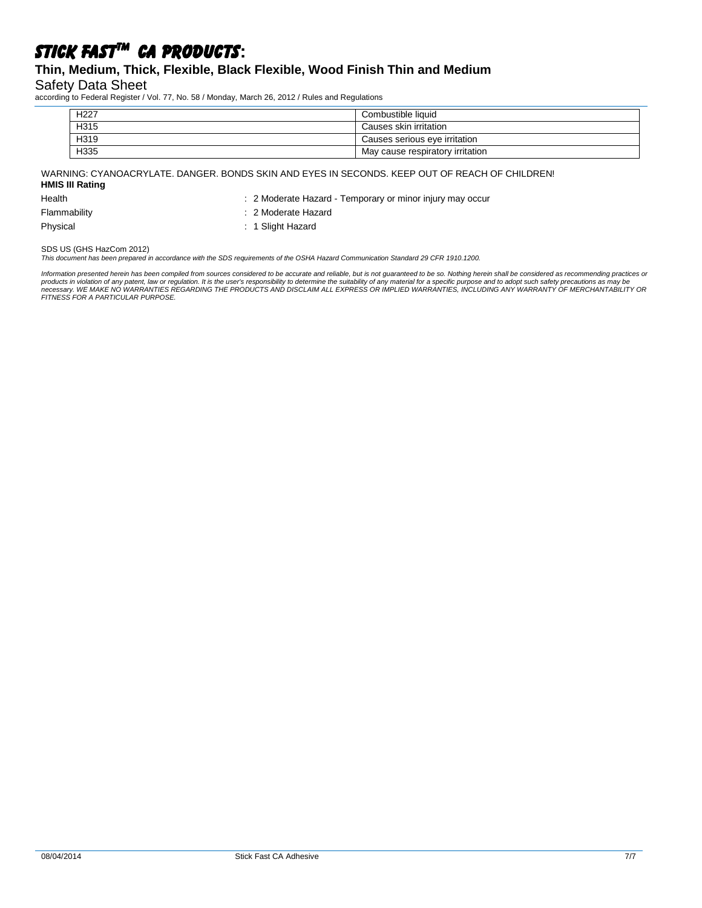| | |
|---|---|
| H227 | Combustible liquid |
| H315 | Causes skin irritation |
| H319 | Causes serious eye irritation |
| H335 | May cause respiratory irritation |

WARNING: CYANOACRYLATE. DANGER. BONDS SKIN AND EYES IN SECONDS. KEEP OUT OF REACH OF CHILDREN!

**HMIS III Rating**

Health : 2 Moderate Hazard - Temporary or minor injury may occur

Flammability : 2 Moderate Hazard

Physical : 1 Slight Hazard

SDS US (GHS HazCom 2012)

*This document has been prepared in accordance with the SDS requirements of the OSHA Hazard Communication Standard 29 CFR 1910.1200.*

*Information presented herein has been compiled from sources considered to be accurate and reliable, but is not guaranteed to be so. Nothing herein shall be considered as recommending practices or products in violation of any patent, law or regulation. It is the user's responsibility to determine the suitability of any material for a specific purpose and to adopt such safety precautions as may be necessary. WE MAKE NO WARRANTIES REGARDING THE PRODUCTS AND DISCLAIM ALL EXPRESS OR IMPLIED WARRANTIES, INCLUDING ANY WARRANTY OF MERCHANTABILITY OR FITNESS FOR A PARTICULAR PURPOSE.*